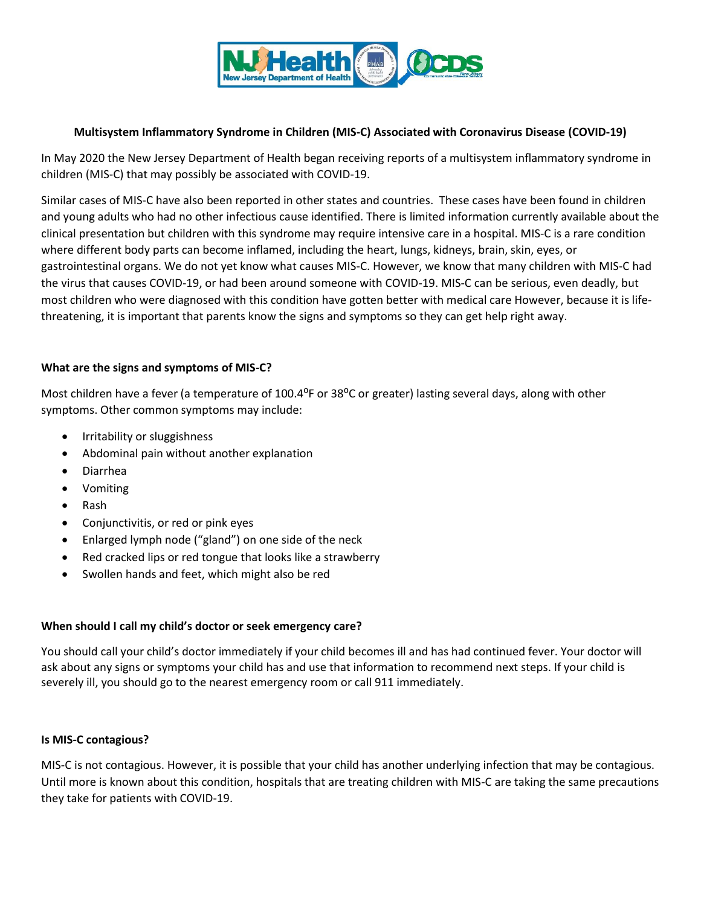# Multisystem Inflammatory Syndrome in Children (MIS-C) Associated with Coronavirus Disease (COVID-19)

In May 2020 the New Jersey Department of Health began receiving reports of a multisystem inflammatory syndrome in children (MIS-C) that may possibly be associated with COVID-19.

Similar cases of MIS-C have also been reported in other states and countries. These cases have been found in children and young adults who had no other infectious cause identified. There is limited information currently available about the clinical presentation but children with this syndrome may require intensive care in a hospital. MIS-C is a rare condition where different body parts can become inflamed, including the heart, lungs, kidneys, brain, skin, eyes, or gastrointestinal organs. We do not yet know what causes MIS-C. However, we know that many children with MIS-C had the virus that causes COVID-19, or had been around someone with COVID-19. MIS-C can be serious, even deadly, but most children who were diagnosed with this condition have gotten better with medical care However, because it is life-threatening, it is important that parents know the signs and symptoms so they can get help right away.

## What are the signs and symptoms of MIS-C?

Most children have a fever (a temperature of 100.4$^{o}$F or 38$^{o}$C or greater) lasting several days, along with other symptoms. Other common symptoms may include:

- Irritability or sluggishness
- Abdominal pain without another explanation
- Diarrhea
- Vomiting
- Rash
- Conjunctivitis, or red or pink eyes
- Enlarged lymph node ("gland") on one side of the neck
- Red cracked lips or red tongue that looks like a strawberry
- Swollen hands and feet, which might also be red

## When should I call my child's doctor or seek emergency care?

You should call your child's doctor immediately if your child becomes ill and has had continued fever. Your doctor will ask about any signs or symptoms your child has and use that information to recommend next steps. If your child is severely ill, you should go to the nearest emergency room or call 911 immediately.

## Is MIS-C contagious?

MIS-C is not contagious. However, it is possible that your child has another underlying infection that may be contagious. Until more is known about this condition, hospitals that are treating children with MIS-C are taking the same precautions they take for patients with COVID-19.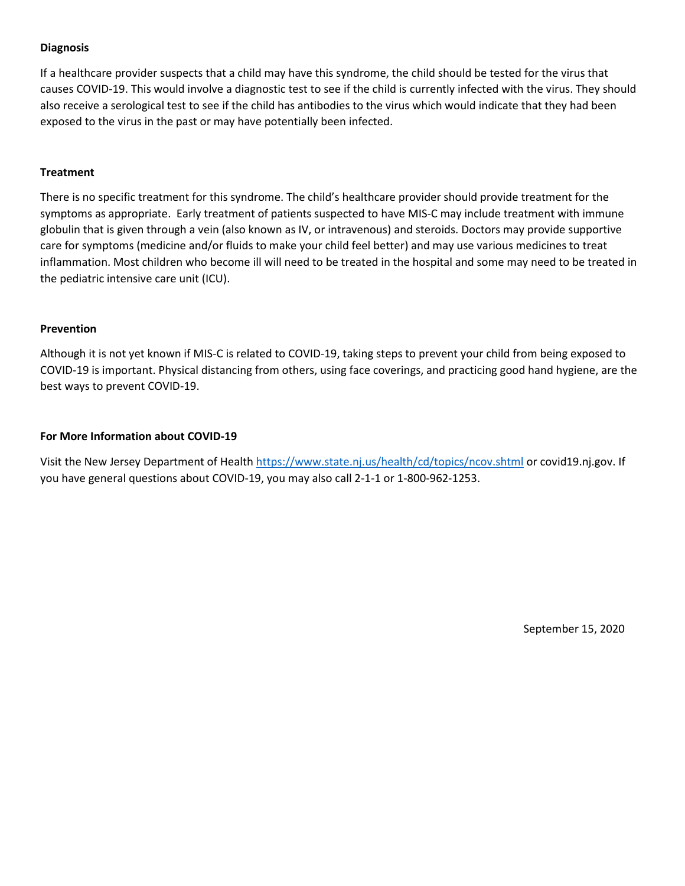## Diagnosis

If a healthcare provider suspects that a child may have this syndrome, the child should be tested for the virus that causes COVID-19. This would involve a diagnostic test to see if the child is currently infected with the virus. They should also receive a serological test to see if the child has antibodies to the virus which would indicate that they had been exposed to the virus in the past or may have potentially been infected.

## Treatment

There is no specific treatment for this syndrome. The child's healthcare provider should provide treatment for the symptoms as appropriate. Early treatment of patients suspected to have MIS-C may include treatment with immune globulin that is given through a vein (also known as IV, or intravenous) and steroids. Doctors may provide supportive care for symptoms (medicine and/or fluids to make your child feel better) and may use various medicines to treat inflammation. Most children who become ill will need to be treated in the hospital and some may need to be treated in the pediatric intensive care unit (ICU).

## Prevention

Although it is not yet known if MIS-C is related to COVID-19, taking steps to prevent your child from being exposed to COVID-19 is important. Physical distancing from others, using face coverings, and practicing good hand hygiene, are the best ways to prevent COVID-19.

## For More Information about COVID-19

Visit the New Jersey Department of Health [https://www.state.nj.us/health/cd/topics/ncov.shtml](https://www.state.nj.us/health/cd/topics/ncov.shtml) or covid19.nj.gov. If you have general questions about COVID-19, you may also call 2-1-1 or 1-800-962-1253.

September 15, 2020